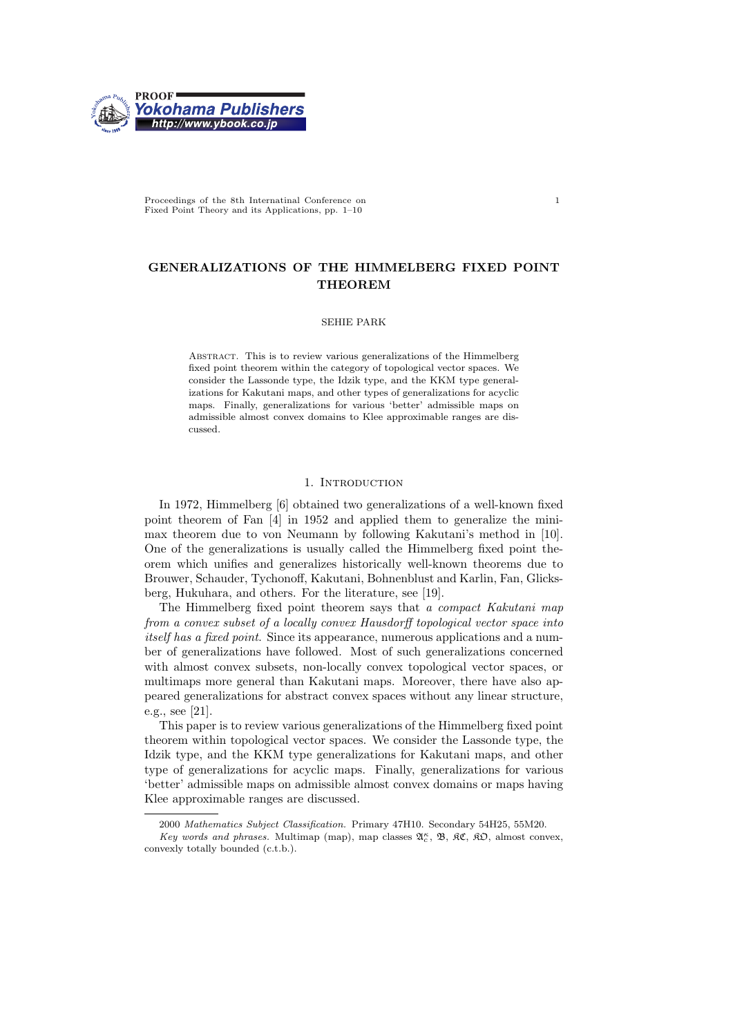# GENERALIZATIONS OF THE HIMMELBERG FIXED POINT THEOREM

SEHIE PARK

Abstract. This is to review various generalizations of the Himmelberg fixed point theorem within the category of topological vector spaces. We consider the Lassonde type, the Idzik type, and the KKM type generalizations for Kakutani maps, and other types of generalizations for acyclic maps. Finally, generalizations for various 'better' admissible maps on admissible almost convex domains to Klee approximable ranges are discussed.

## 1. Introduction

In 1972, Himmelberg [6] obtained two generalizations of a well-known fixed point theorem of Fan [4] in 1952 and applied them to generalize the minimax theorem due to von Neumann by following Kakutani's method in [10]. One of the generalizations is usually called the Himmelberg fixed point theorem which unifies and generalizes historically well-known theorems due to Brouwer, Schauder, Tychonoff, Kakutani, Bohnenblust and Karlin, Fan, Glicksberg, Hukuhara, and others. For the literature, see [19].

The Himmelberg fixed point theorem says that *a compact Kakutani map from a convex subset of a locally convex Hausdorff topological vector space into itself has a fixed point.* Since its appearance, numerous applications and a number of generalizations have followed. Most of such generalizations concerned with almost convex subsets, non-locally convex topological vector spaces, or multimaps more general than Kakutani maps. Moreover, there have also appeared generalizations for abstract convex spaces without any linear structure, e.g., see [21].

This paper is to review various generalizations of the Himmelberg fixed point theorem within topological vector spaces. We consider the Lassonde type, the Idzik type, and the KKM type generalizations for Kakutani maps, and other type of generalizations for acyclic maps. Finally, generalizations for various 'better' admissible maps on admissible almost convex domains or maps having Klee approximable ranges are discussed.

2000 *Mathematics Subject Classification.* Primary 47H10. Secondary 54H25, 55M20.

*Key words and phrases.* Multimap (map), map classes $\mathfrak{A}_c^\kappa$, $\mathfrak{B}$, $\mathfrak{KC}$, $\mathfrak{KO}$, almost convex, convexly totally bounded (c.t.b.).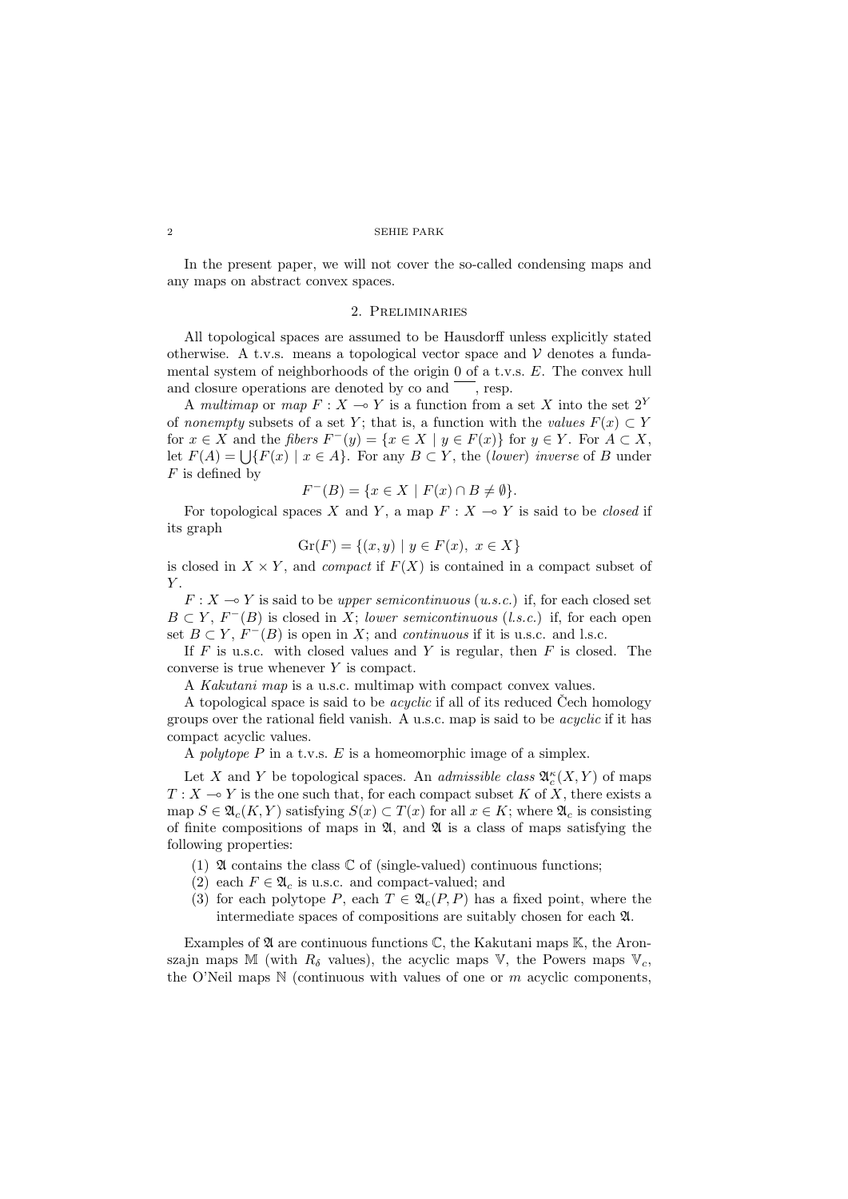In the present paper, we will not cover the so-called condensing maps and any maps on abstract convex spaces.

## 2. Preliminaries

All topological spaces are assumed to be Hausdorff unless explicitly stated otherwise. A t.v.s. means a topological vector space and $\mathcal{V}$ denotes a fundamental system of neighborhoods of the origin 0 of a t.v.s. $E$. The convex hull and closure operations are denoted by co and $\overline{\quad}$, resp.

A *multimap* or *map* $F : X \multimap Y$ is a function from a set $X$ into the set $2^Y$ of *nonempty* subsets of a set $Y$; that is, a function with the *values* $F(x) \subset Y$ for $x \in X$ and the *fibers* $F^{-}(y) = \{x \in X \mid y \in F(x)\}$ for $y \in Y$. For $A \subset X$, let $F(A) = \bigcup\{F(x) \mid x \in A\}$. For any $B \subset Y$, the (*lower*) *inverse* of $B$ under $F$ is defined by

$$F^{-}(B) = \{x \in X \mid F(x) \cap B \neq \emptyset\}.$$

For topological spaces $X$ and $Y$, a map $F : X \multimap Y$ is said to be *closed* if its graph

$$\mathrm{Gr}(F) = \{(x, y) \mid y \in F(x),\ x \in X\}$$

is closed in $X \times Y$, and *compact* if $F(X)$ is contained in a compact subset of $Y$.

$F : X \multimap Y$ is said to be *upper semicontinuous* (*u.s.c.*) if, for each closed set $B \subset Y$, $F^{-}(B)$ is closed in $X$; *lower semicontinuous* (*l.s.c.*) if, for each open set $B \subset Y$, $F^{-}(B)$ is open in $X$; and *continuous* if it is u.s.c. and l.s.c.

If $F$ is u.s.c. with closed values and $Y$ is regular, then $F$ is closed. The converse is true whenever $Y$ is compact.

A *Kakutani map* is a u.s.c. multimap with compact convex values.

A topological space is said to be *acyclic* if all of its reduced Čech homology groups over the rational field vanish. A u.s.c. map is said to be *acyclic* if it has compact acyclic values.

A *polytope* $P$ in a t.v.s. $E$ is a homeomorphic image of a simplex.

Let $X$ and $Y$ be topological spaces. An *admissible class* $\mathfrak{A}_c^{\kappa}(X, Y)$ of maps $T : X \multimap Y$ is the one such that, for each compact subset $K$ of $X$, there exists a map $S \in \mathfrak{A}_c(K, Y)$ satisfying $S(x) \subset T(x)$ for all $x \in K$; where $\mathfrak{A}_c$ is consisting of finite compositions of maps in $\mathfrak{A}$, and $\mathfrak{A}$ is a class of maps satisfying the following properties:

1. $\mathfrak{A}$ contains the class $\mathbb{C}$ of (single-valued) continuous functions;
2. each $F \in \mathfrak{A}_c$ is u.s.c. and compact-valued; and
3. for each polytope $P$, each $T \in \mathfrak{A}_c(P, P)$ has a fixed point, where the intermediate spaces of compositions are suitably chosen for each $\mathfrak{A}$.

Examples of $\mathfrak{A}$ are continuous functions $\mathbb{C}$, the Kakutani maps $\mathbb{K}$, the Aronszajn maps $\mathbb{M}$ (with $R_\delta$ values), the acyclic maps $\mathbb{V}$, the Powers maps $\mathbb{V}_c$, the O'Neil maps $\mathbb{N}$ (continuous with values of one or $m$ acyclic components,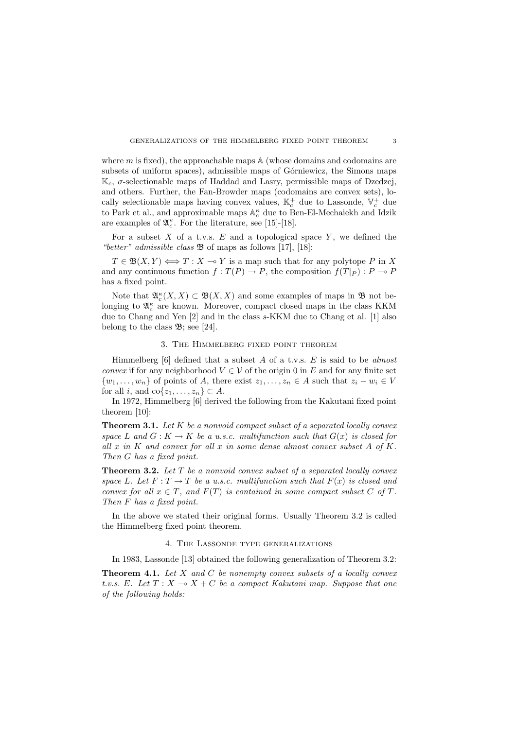where $m$ is fixed), the approachable maps $\mathbb{A}$ (whose domains and codomains are subsets of uniform spaces), admissible maps of Górniewicz, the Simons maps $\mathbb{K}_c$, $\sigma$-selectionable maps of Haddad and Lasry, permissible maps of Dzedzej, and others. Further, the Fan-Browder maps (codomains are convex sets), locally selectionable maps having convex values, $\mathbb{K}_c^+$ due to Lassonde, $\mathbb{V}_c^+$ due to Park et al., and approximable maps $\mathbb{A}_c^\kappa$ due to Ben-El-Mechaiekh and Idzik are examples of $\mathfrak{A}_c^\kappa$. For the literature, see [15]-[18].

For a subset $X$ of a t.v.s. $E$ and a topological space $Y$, we defined the *"better" admissible class* $\mathfrak{B}$ of maps as follows [17], [18]:

$T \in \mathfrak{B}(X,Y) \Longleftrightarrow T : X \multimap Y$ is a map such that for any polytope $P$ in $X$ and any continuous function $f : T(P) \to P$, the composition $f(T|_P) : P \multimap P$ has a fixed point.

Note that $\mathfrak{A}_c^\kappa(X,X) \subset \mathfrak{B}(X,X)$ and some examples of maps in $\mathfrak{B}$ not belonging to $\mathfrak{A}_c^\kappa$ are known. Moreover, compact closed maps in the class KKM due to Chang and Yen [2] and in the class $s$-KKM due to Chang et al. [1] also belong to the class $\mathfrak{B}$; see [24].

## 3. The Himmelberg fixed point theorem

Himmelberg [6] defined that a subset $A$ of a t.v.s. $E$ is said to be *almost convex* if for any neighborhood $V \in \mathcal{V}$ of the origin 0 in $E$ and for any finite set $\{w_1, \ldots, w_n\}$ of points of $A$, there exist $z_1, \ldots, z_n \in A$ such that $z_i - w_i \in V$ for all $i$, and $\mathrm{co}\{z_1, \ldots, z_n\} \subset A$.

In 1972, Himmelberg [6] derived the following from the Kakutani fixed point theorem [10]:

**Theorem 3.1.** *Let $K$ be a nonvoid compact subset of a separated locally convex space $L$ and $G : K \to K$ be a u.s.c. multifunction such that $G(x)$ is closed for all $x$ in $K$ and convex for all $x$ in some dense almost convex subset $A$ of $K$. Then $G$ has a fixed point.*

**Theorem 3.2.** *Let $T$ be a nonvoid convex subset of a separated locally convex space $L$. Let $F : T \to T$ be a u.s.c. multifunction such that $F(x)$ is closed and convex for all $x \in T$, and $F(T)$ is contained in some compact subset $C$ of $T$. Then $F$ has a fixed point.*

In the above we stated their original forms. Usually Theorem 3.2 is called the Himmelberg fixed point theorem.

## 4. The Lassonde type generalizations

In 1983, Lassonde [13] obtained the following generalization of Theorem 3.2:

**Theorem 4.1.** *Let $X$ and $C$ be nonempty convex subsets of a locally convex t.v.s. $E$. Let $T : X \multimap X + C$ be a compact Kakutani map. Suppose that one of the following holds:*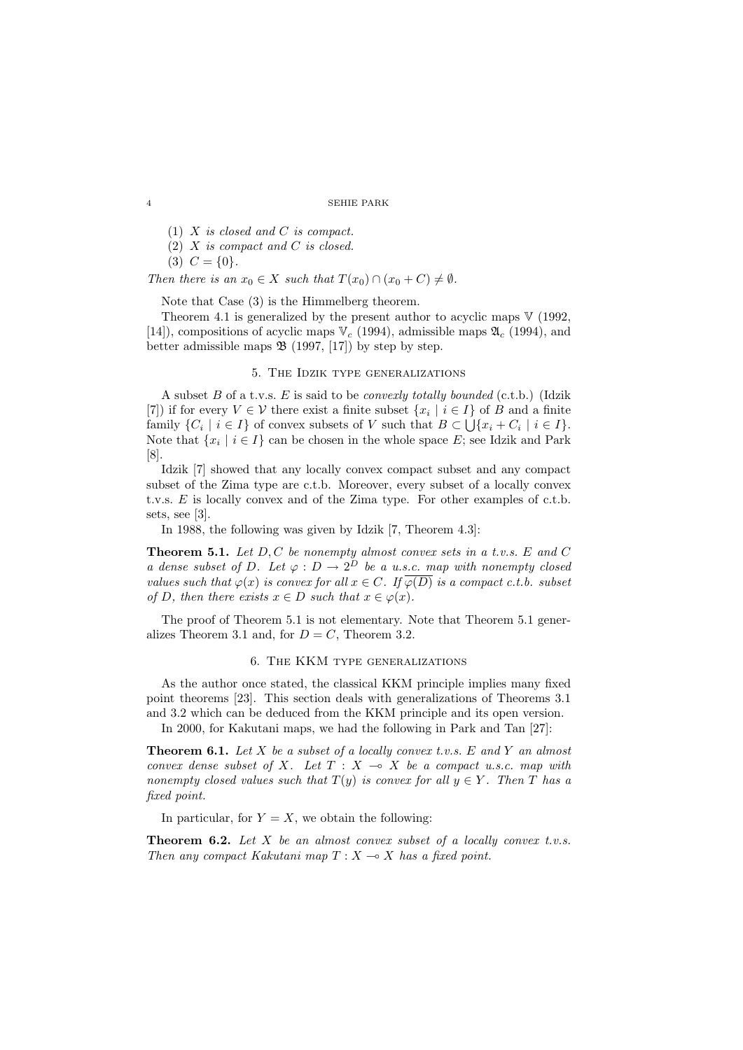(1) *$X$ is closed and $C$ is compact.*

(2) *$X$ is compact and $C$ is closed.*

(3) *$C = \{0\}$.*

*Then there is an $x_0 \in X$ such that $T(x_0) \cap (x_0 + C) \neq \emptyset$.*

Note that Case (3) is the Himmelberg theorem.

Theorem 4.1 is generalized by the present author to acyclic maps $\mathbb{V}$ (1992, [14]), compositions of acyclic maps $\mathbb{V}_c$ (1994), admissible maps $\mathfrak{A}_c$ (1994), and better admissible maps $\mathfrak{B}$ (1997, [17]) by step by step.

## 5. The Idzik type generalizations

A subset $B$ of a t.v.s. $E$ is said to be *convexly totally bounded* (c.t.b.) (Idzik [7]) if for every $V \in \mathcal{V}$ there exist a finite subset $\{x_i \mid i \in I\}$ of $B$ and a finite family $\{C_i \mid i \in I\}$ of convex subsets of $V$ such that $B \subset \bigcup\{x_i + C_i \mid i \in I\}$. Note that $\{x_i \mid i \in I\}$ can be chosen in the whole space $E$; see Idzik and Park [8].

Idzik [7] showed that any locally convex compact subset and any compact subset of the Zima type are c.t.b. Moreover, every subset of a locally convex t.v.s. $E$ is locally convex and of the Zima type. For other examples of c.t.b. sets, see [3].

In 1988, the following was given by Idzik [7, Theorem 4.3]:

**Theorem 5.1.** *Let $D, C$ be nonempty almost convex sets in a t.v.s. $E$ and $C$ a dense subset of $D$. Let $\varphi : D \to 2^D$ be a u.s.c. map with nonempty closed values such that $\varphi(x)$ is convex for all $x \in C$. If $\overline{\varphi(D)}$ is a compact c.t.b. subset of $D$, then there exists $x \in D$ such that $x \in \varphi(x)$.*

The proof of Theorem 5.1 is not elementary. Note that Theorem 5.1 generalizes Theorem 3.1 and, for $D = C$, Theorem 3.2.

## 6. The KKM type generalizations

As the author once stated, the classical KKM principle implies many fixed point theorems [23]. This section deals with generalizations of Theorems 3.1 and 3.2 which can be deduced from the KKM principle and its open version.

In 2000, for Kakutani maps, we had the following in Park and Tan [27]:

**Theorem 6.1.** *Let $X$ be a subset of a locally convex t.v.s. $E$ and $Y$ an almost convex dense subset of $X$. Let $T : X \multimap X$ be a compact u.s.c. map with nonempty closed values such that $T(y)$ is convex for all $y \in Y$. Then $T$ has a fixed point.*

In particular, for $Y = X$, we obtain the following:

**Theorem 6.2.** *Let $X$ be an almost convex subset of a locally convex t.v.s. Then any compact Kakutani map $T : X \multimap X$ has a fixed point.*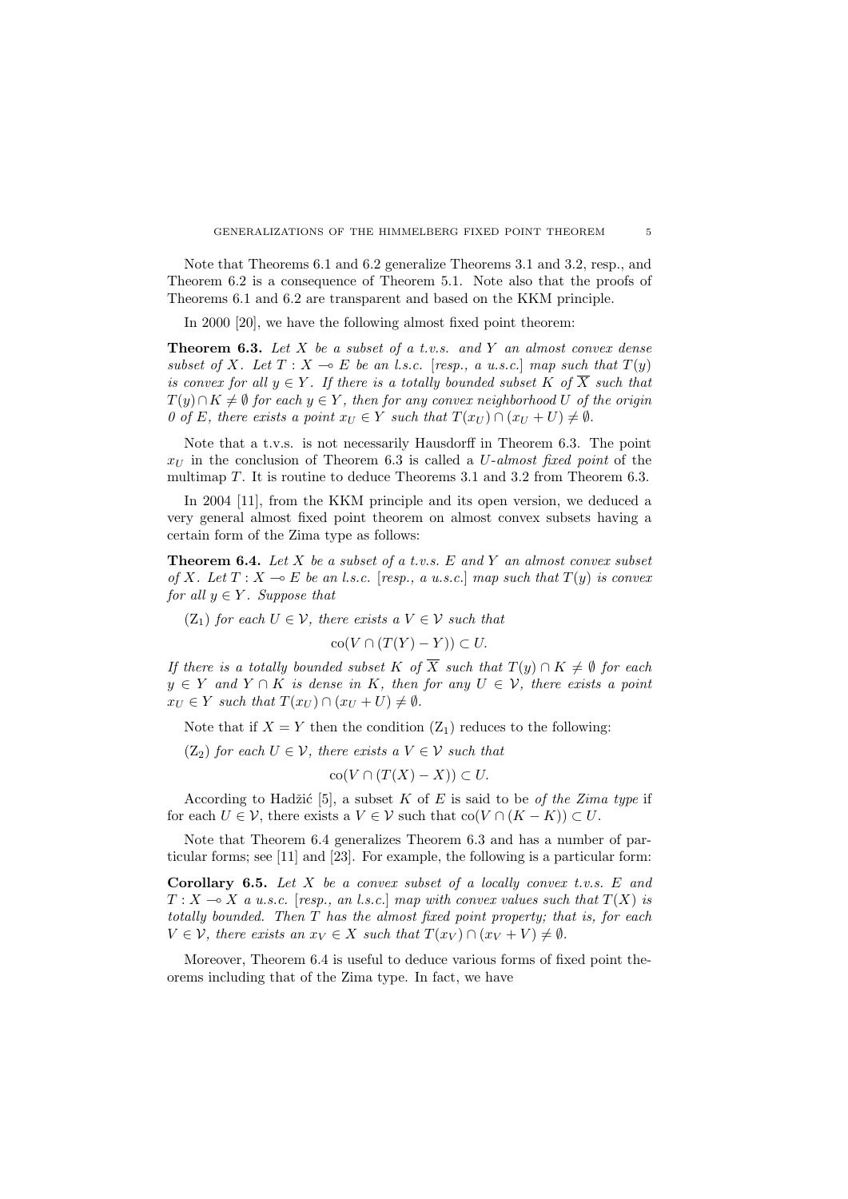Note that Theorems 6.1 and 6.2 generalize Theorems 3.1 and 3.2, resp., and Theorem 6.2 is a consequence of Theorem 5.1. Note also that the proofs of Theorems 6.1 and 6.2 are transparent and based on the KKM principle.

In 2000 [20], we have the following almost fixed point theorem:

**Theorem 6.3.** *Let $X$ be a subset of a t.v.s. and $Y$ an almost convex dense subset of $X$. Let $T : X \multimap E$ be an l.s.c. [resp., a u.s.c.] map such that $T(y)$ is convex for all $y \in Y$. If there is a totally bounded subset $K$ of $\overline{X}$ such that $T(y) \cap K \neq \emptyset$ for each $y \in Y$, then for any convex neighborhood $U$ of the origin $0$ of $E$, there exists a point $x_U \in Y$ such that $T(x_U) \cap (x_U + U) \neq \emptyset$.*

Note that a t.v.s. is not necessarily Hausdorff in Theorem 6.3. The point $x_U$ in the conclusion of Theorem 6.3 is called a *$U$-almost fixed point* of the multimap $T$. It is routine to deduce Theorems 3.1 and 3.2 from Theorem 6.3.

In 2004 [11], from the KKM principle and its open version, we deduced a very general almost fixed point theorem on almost convex subsets having a certain form of the Zima type as follows:

**Theorem 6.4.** *Let $X$ be a subset of a t.v.s. $E$ and $Y$ an almost convex subset of $X$. Let $T : X \multimap E$ be an l.s.c. [resp., a u.s.c.] map such that $T(y)$ is convex for all $y \in Y$. Suppose that*

($Z_1$) *for each $U \in \mathcal{V}$, there exists a $V \in \mathcal{V}$ such that*

$$\mathrm{co}(V \cap (T(Y) - Y)) \subset U.$$

*If there is a totally bounded subset $K$ of $\overline{X}$ such that $T(y) \cap K \neq \emptyset$ for each $y \in Y$ and $Y \cap K$ is dense in $K$, then for any $U \in \mathcal{V}$, there exists a point $x_U \in Y$ such that $T(x_U) \cap (x_U + U) \neq \emptyset$.*

Note that if $X = Y$ then the condition ($Z_1$) reduces to the following:

($Z_2$) *for each $U \in \mathcal{V}$, there exists a $V \in \mathcal{V}$ such that*

$$\mathrm{co}(V \cap (T(X) - X)) \subset U.$$

According to Hadžić [5], a subset $K$ of $E$ is said to be *of the Zima type* if for each $U \in \mathcal{V}$, there exists a $V \in \mathcal{V}$ such that $\mathrm{co}(V \cap (K - K)) \subset U$.

Note that Theorem 6.4 generalizes Theorem 6.3 and has a number of particular forms; see [11] and [23]. For example, the following is a particular form:

**Corollary 6.5.** *Let $X$ be a convex subset of a locally convex t.v.s. $E$ and $T : X \multimap X$ a u.s.c. [resp., an l.s.c.] map with convex values such that $T(X)$ is totally bounded. Then $T$ has the almost fixed point property; that is, for each $V \in \mathcal{V}$, there exists an $x_V \in X$ such that $T(x_V) \cap (x_V + V) \neq \emptyset$.*

Moreover, Theorem 6.4 is useful to deduce various forms of fixed point theorems including that of the Zima type. In fact, we have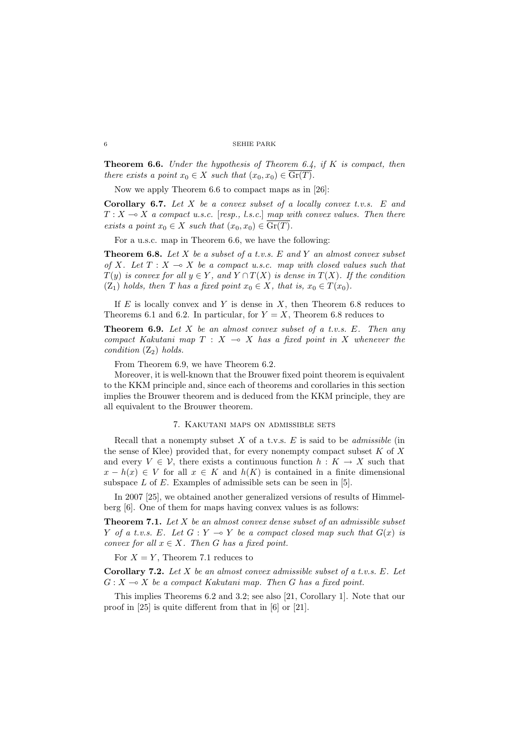**Theorem 6.6.** *Under the hypothesis of Theorem 6.4, if $K$ is compact, then there exists a point $x_0 \in X$ such that $(x_0, x_0) \in \overline{\mathrm{Gr}(T)}$.*

Now we apply Theorem 6.6 to compact maps as in [26]:

**Corollary 6.7.** *Let $X$ be a convex subset of a locally convex t.v.s. $E$ and $T : X \multimap X$ a compact u.s.c. [resp., l.s.c.] map with convex values. Then there exists a point $x_0 \in X$ such that $(x_0, x_0) \in \overline{\mathrm{Gr}(T)}$.*

For a u.s.c. map in Theorem 6.6, we have the following:

**Theorem 6.8.** *Let $X$ be a subset of a t.v.s. $E$ and $Y$ an almost convex subset of $X$. Let $T : X \multimap X$ be a compact u.s.c. map with closed values such that $T(y)$ is convex for all $y \in Y$, and $Y \cap T(X)$ is dense in $T(X)$. If the condition $(\mathrm{Z}_1)$ holds, then $T$ has a fixed point $x_0 \in X$, that is, $x_0 \in T(x_0)$.*

If $E$ is locally convex and $Y$ is dense in $X$, then Theorem 6.8 reduces to Theorems 6.1 and 6.2. In particular, for $Y = X$, Theorem 6.8 reduces to

**Theorem 6.9.** *Let $X$ be an almost convex subset of a t.v.s. $E$. Then any compact Kakutani map $T : X \multimap X$ has a fixed point in $X$ whenever the condition $(\mathrm{Z}_2)$ holds.*

From Theorem 6.9, we have Theorem 6.2.

Moreover, it is well-known that the Brouwer fixed point theorem is equivalent to the KKM principle and, since each of theorems and corollaries in this section implies the Brouwer theorem and is deduced from the KKM principle, they are all equivalent to the Brouwer theorem.

## 7. Kakutani maps on admissible sets

Recall that a nonempty subset $X$ of a t.v.s. $E$ is said to be *admissible* (in the sense of Klee) provided that, for every nonempty compact subset $K$ of $X$ and every $V \in \mathcal{V}$, there exists a continuous function $h : K \to X$ such that $x - h(x) \in V$ for all $x \in K$ and $h(K)$ is contained in a finite dimensional subspace $L$ of $E$. Examples of admissible sets can be seen in [5].

In 2007 [25], we obtained another generalized versions of results of Himmelberg [6]. One of them for maps having convex values is as follows:

**Theorem 7.1.** *Let $X$ be an almost convex dense subset of an admissible subset $Y$ of a t.v.s. $E$. Let $G : Y \multimap Y$ be a compact closed map such that $G(x)$ is convex for all $x \in X$. Then $G$ has a fixed point.*

For $X = Y$, Theorem 7.1 reduces to

**Corollary 7.2.** *Let $X$ be an almost convex admissible subset of a t.v.s. $E$. Let $G : X \multimap X$ be a compact Kakutani map. Then $G$ has a fixed point.*

This implies Theorems 6.2 and 3.2; see also [21, Corollary 1]. Note that our proof in [25] is quite different from that in [6] or [21].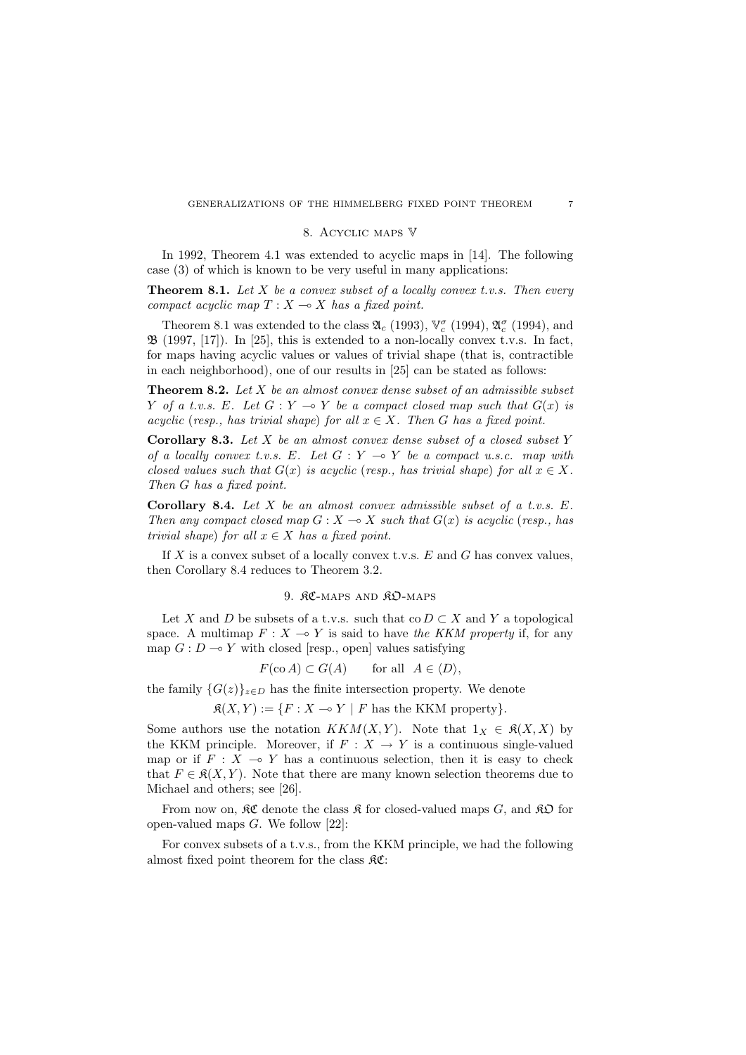## 8. Acyclic maps $\mathbb{V}$

In 1992, Theorem 4.1 was extended to acyclic maps in [14]. The following case (3) of which is known to be very useful in many applications:

**Theorem 8.1.** *Let $X$ be a convex subset of a locally convex t.v.s. Then every compact acyclic map $T : X \multimap X$ has a fixed point.*

Theorem 8.1 was extended to the class $\mathfrak{A}_c$ (1993), $\mathbb{V}_c^\sigma$ (1994), $\mathfrak{A}_c^\sigma$ (1994), and $\mathfrak{B}$ (1997, [17]). In [25], this is extended to a non-locally convex t.v.s. In fact, for maps having acyclic values or values of trivial shape (that is, contractible in each neighborhood), one of our results in [25] can be stated as follows:

**Theorem 8.2.** *Let $X$ be an almost convex dense subset of an admissible subset $Y$ of a t.v.s. $E$. Let $G : Y \multimap Y$ be a compact closed map such that $G(x)$ is acyclic (resp., has trivial shape) for all $x \in X$. Then $G$ has a fixed point.*

**Corollary 8.3.** *Let $X$ be an almost convex dense subset of a closed subset $Y$ of a locally convex t.v.s. $E$. Let $G : Y \multimap Y$ be a compact u.s.c. map with closed values such that $G(x)$ is acyclic (resp., has trivial shape) for all $x \in X$. Then $G$ has a fixed point.*

**Corollary 8.4.** *Let $X$ be an almost convex admissible subset of a t.v.s. $E$. Then any compact closed map $G : X \multimap X$ such that $G(x)$ is acyclic (resp., has trivial shape) for all $x \in X$ has a fixed point.*

If $X$ is a convex subset of a locally convex t.v.s. $E$ and $G$ has convex values, then Corollary 8.4 reduces to Theorem 3.2.

## 9. $\mathfrak{KC}$-maps and $\mathfrak{KO}$-maps

Let $X$ and $D$ be subsets of a t.v.s. such that $\operatorname{co} D \subset X$ and $Y$ a topological space. A multimap $F : X \multimap Y$ is said to have *the KKM property* if, for any map $G : D \multimap Y$ with closed [resp., open] values satisfying

$$F(\operatorname{co} A) \subset G(A) \qquad \text{for all} \;\; A \in \langle D \rangle,$$

the family $\{G(z)\}_{z \in D}$ has the finite intersection property. We denote

$$\mathfrak{K}(X, Y) := \{F : X \multimap Y \mid F \text{ has the KKM property}\}.$$

Some authors use the notation $KKM(X, Y)$. Note that $1_X \in \mathfrak{K}(X, X)$ by the KKM principle. Moreover, if $F : X \to Y$ is a continuous single-valued map or if $F : X \multimap Y$ has a continuous selection, then it is easy to check that $F \in \mathfrak{K}(X, Y)$. Note that there are many known selection theorems due to Michael and others; see [26].

From now on, $\mathfrak{KC}$ denote the class $\mathfrak{K}$ for closed-valued maps $G$, and $\mathfrak{KO}$ for open-valued maps $G$. We follow [22]:

For convex subsets of a t.v.s., from the KKM principle, we had the following almost fixed point theorem for the class $\mathfrak{KC}$: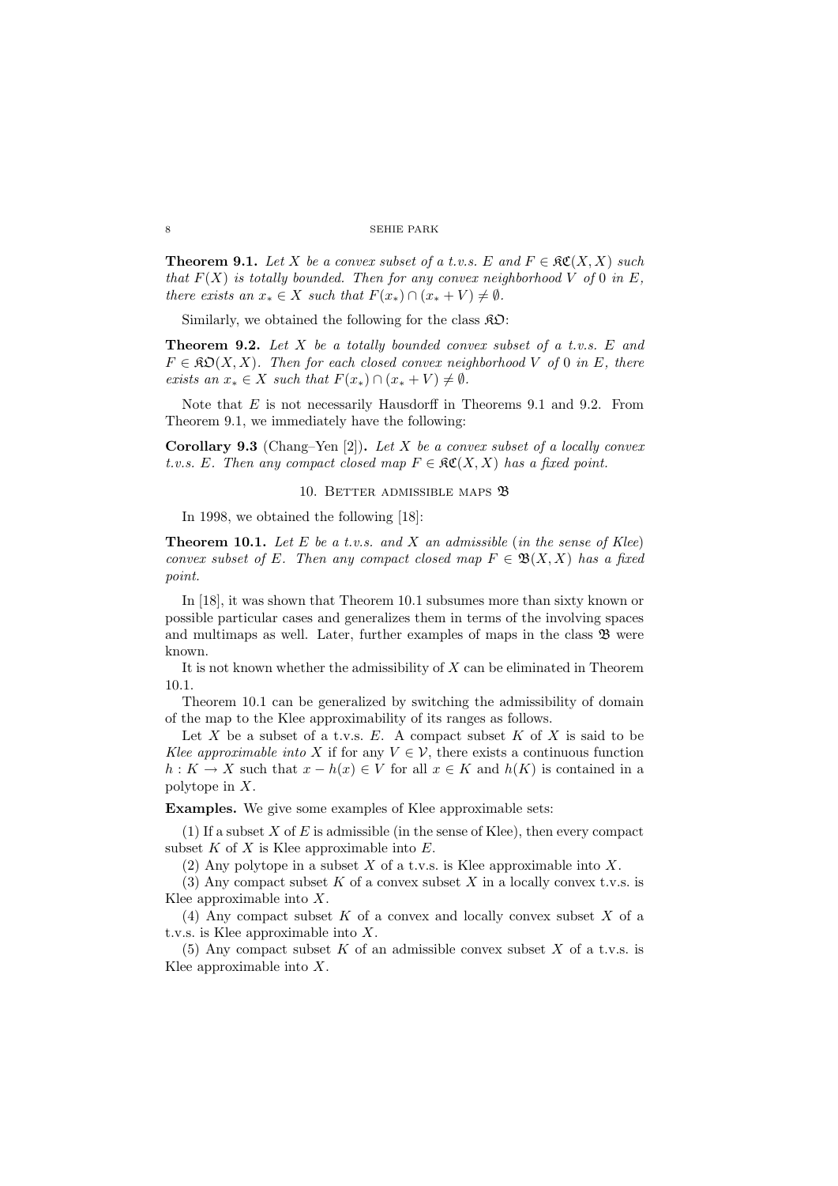**Theorem 9.1.** *Let $X$ be a convex subset of a t.v.s. $E$ and $F \in \mathfrak{KC}(X,X)$ such that $F(X)$ is totally bounded. Then for any convex neighborhood $V$ of $0$ in $E$, there exists an $x_* \in X$ such that $F(x_*) \cap (x_* + V) \neq \emptyset$.*

Similarly, we obtained the following for the class $\mathfrak{KO}$:

**Theorem 9.2.** *Let $X$ be a totally bounded convex subset of a t.v.s. $E$ and $F \in \mathfrak{KO}(X,X)$. Then for each closed convex neighborhood $V$ of $0$ in $E$, there exists an $x_* \in X$ such that $F(x_*) \cap (x_* + V) \neq \emptyset$.*

Note that $E$ is not necessarily Hausdorff in Theorems 9.1 and 9.2. From Theorem 9.1, we immediately have the following:

**Corollary 9.3** (Chang–Yen [2])**.** *Let $X$ be a convex subset of a locally convex t.v.s. $E$. Then any compact closed map $F \in \mathfrak{KC}(X,X)$ has a fixed point.*

## 10. Better admissible maps $\mathfrak{B}$

In 1998, we obtained the following [18]:

**Theorem 10.1.** *Let $E$ be a t.v.s. and $X$ an admissible (in the sense of Klee) convex subset of $E$. Then any compact closed map $F \in \mathfrak{B}(X,X)$ has a fixed point.*

In [18], it was shown that Theorem 10.1 subsumes more than sixty known or possible particular cases and generalizes them in terms of the involving spaces and multimaps as well. Later, further examples of maps in the class $\mathfrak{B}$ were known.

It is not known whether the admissibility of $X$ can be eliminated in Theorem 10.1.

Theorem 10.1 can be generalized by switching the admissibility of domain of the map to the Klee approximability of its ranges as follows.

Let $X$ be a subset of a t.v.s. $E$. A compact subset $K$ of $X$ is said to be *Klee approximable into* $X$ if for any $V \in \mathcal{V}$, there exists a continuous function $h : K \to X$ such that $x - h(x) \in V$ for all $x \in K$ and $h(K)$ is contained in a polytope in $X$.

**Examples.** We give some examples of Klee approximable sets:

(1) If a subset $X$ of $E$ is admissible (in the sense of Klee), then every compact subset $K$ of $X$ is Klee approximable into $E$.

(2) Any polytope in a subset $X$ of a t.v.s. is Klee approximable into $X$.

(3) Any compact subset $K$ of a convex subset $X$ in a locally convex t.v.s. is Klee approximable into $X$.

(4) Any compact subset $K$ of a convex and locally convex subset $X$ of a t.v.s. is Klee approximable into $X$.

(5) Any compact subset $K$ of an admissible convex subset $X$ of a t.v.s. is Klee approximable into $X$.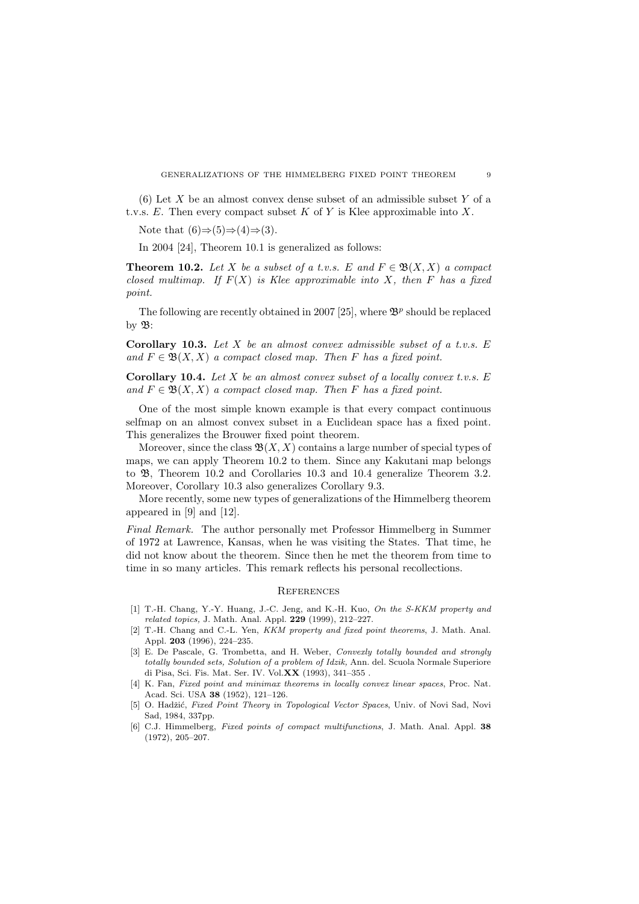(6) Let $X$ be an almost convex dense subset of an admissible subset $Y$ of a t.v.s. $E$. Then every compact subset $K$ of $Y$ is Klee approximable into $X$.

Note that (6)⇒(5)⇒(4)⇒(3).

In 2004 [24], Theorem 10.1 is generalized as follows:

**Theorem 10.2.** *Let $X$ be a subset of a t.v.s. $E$ and $F \in \mathfrak{B}(X, X)$ a compact closed multimap. If $F(X)$ is Klee approximable into $X$, then $F$ has a fixed point.*

The following are recently obtained in 2007 [25], where $\mathfrak{B}^p$ should be replaced by $\mathfrak{B}$:

**Corollary 10.3.** *Let $X$ be an almost convex admissible subset of a t.v.s. $E$ and $F \in \mathfrak{B}(X, X)$ a compact closed map. Then $F$ has a fixed point.*

**Corollary 10.4.** *Let $X$ be an almost convex subset of a locally convex t.v.s. $E$ and $F \in \mathfrak{B}(X, X)$ a compact closed map. Then $F$ has a fixed point.*

One of the most simple known example is that every compact continuous selfmap on an almost convex subset in a Euclidean space has a fixed point. This generalizes the Brouwer fixed point theorem.

Moreover, since the class $\mathfrak{B}(X, X)$ contains a large number of special types of maps, we can apply Theorem 10.2 to them. Since any Kakutani map belongs to $\mathfrak{B}$, Theorem 10.2 and Corollaries 10.3 and 10.4 generalize Theorem 3.2. Moreover, Corollary 10.3 also generalizes Corollary 9.3.

More recently, some new types of generalizations of the Himmelberg theorem appeared in [9] and [12].

*Final Remark.* The author personally met Professor Himmelberg in Summer of 1972 at Lawrence, Kansas, when he was visiting the States. That time, he did not know about the theorem. Since then he met the theorem from time to time in so many articles. This remark reflects his personal recollections.

## References

[1] T.-H. Chang, Y.-Y. Huang, J.-C. Jeng, and K.-H. Kuo, *On the S-KKM property and related topics,* J. Math. Anal. Appl. **229** (1999), 212–227.

[2] T.-H. Chang and C.-L. Yen, *KKM property and fixed point theorems*, J. Math. Anal. Appl. **203** (1996), 224–235.

[3] E. De Pascale, G. Trombetta, and H. Weber, *Convexly totally bounded and strongly totally bounded sets, Solution of a problem of Idzik,* Ann. del. Scuola Normale Superiore di Pisa, Sci. Fis. Mat. Ser. IV. Vol.**XX** (1993), 341–355 .

[4] K. Fan, *Fixed point and minimax theorems in locally convex linear spaces*, Proc. Nat. Acad. Sci. USA **38** (1952), 121–126.

[5] O. Hadžić, *Fixed Point Theory in Topological Vector Spaces*, Univ. of Novi Sad, Novi Sad, 1984, 337pp.

[6] C.J. Himmelberg, *Fixed points of compact multifunctions*, J. Math. Anal. Appl. **38** (1972), 205–207.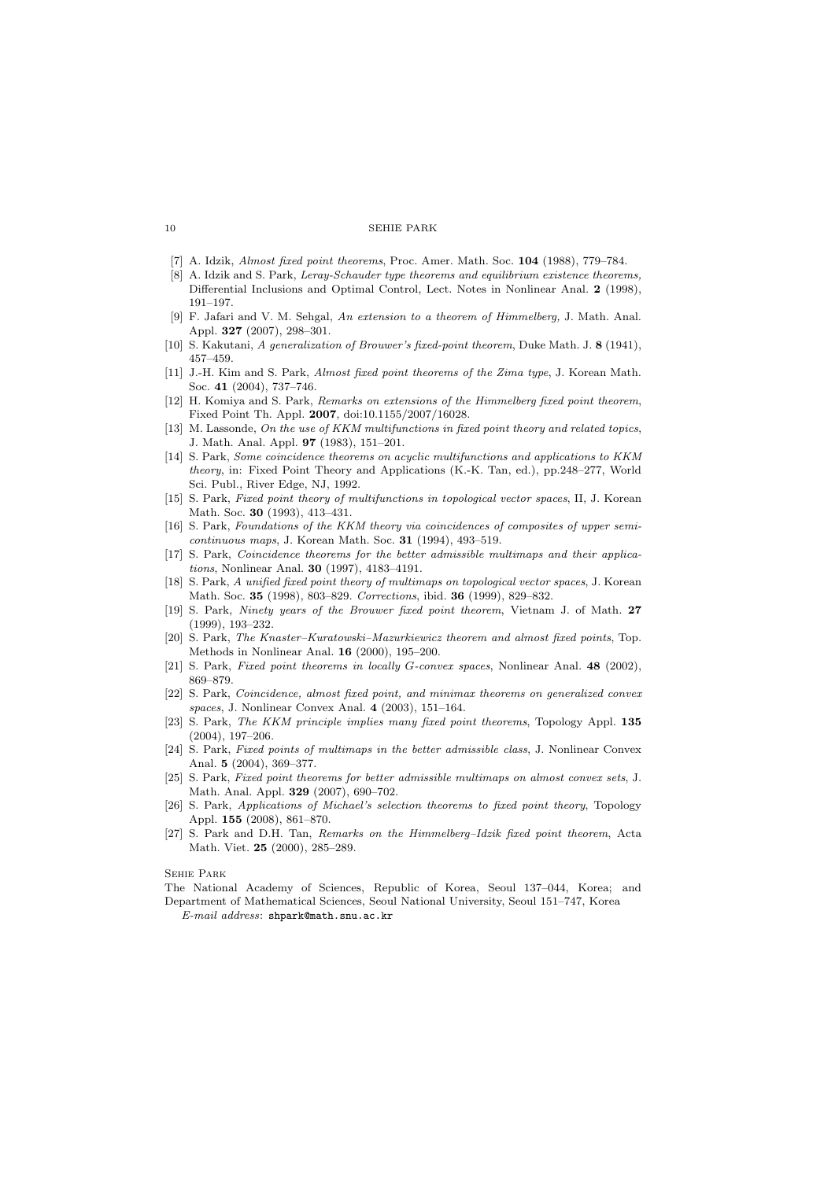[7] A. Idzik, *Almost fixed point theorems*, Proc. Amer. Math. Soc. **104** (1988), 779–784.

[8] A. Idzik and S. Park, *Leray-Schauder type theorems and equilibrium existence theorems,* Differential Inclusions and Optimal Control, Lect. Notes in Nonlinear Anal. **2** (1998), 191–197.

[9] F. Jafari and V. M. Sehgal, *An extension to a theorem of Himmelberg,* J. Math. Anal. Appl. **327** (2007), 298–301.

[10] S. Kakutani, *A generalization of Brouwer's fixed-point theorem*, Duke Math. J. **8** (1941), 457–459.

[11] J.-H. Kim and S. Park, *Almost fixed point theorems of the Zima type*, J. Korean Math. Soc. **41** (2004), 737–746.

[12] H. Komiya and S. Park, *Remarks on extensions of the Himmelberg fixed point theorem*, Fixed Point Th. Appl. **2007**, doi:10.1155/2007/16028.

[13] M. Lassonde, *On the use of KKM multifunctions in fixed point theory and related topics*, J. Math. Anal. Appl. **97** (1983), 151–201.

[14] S. Park, *Some coincidence theorems on acyclic multifunctions and applications to KKM theory*, in: Fixed Point Theory and Applications (K.-K. Tan, ed.), pp.248–277, World Sci. Publ., River Edge, NJ, 1992.

[15] S. Park, *Fixed point theory of multifunctions in topological vector spaces*, II, J. Korean Math. Soc. **30** (1993), 413–431.

[16] S. Park, *Foundations of the KKM theory via coincidences of composites of upper semicontinuous maps*, J. Korean Math. Soc. **31** (1994), 493–519.

[17] S. Park, *Coincidence theorems for the better admissible multimaps and their applications*, Nonlinear Anal. **30** (1997), 4183–4191.

[18] S. Park, *A unified fixed point theory of multimaps on topological vector spaces*, J. Korean Math. Soc. **35** (1998), 803–829. *Corrections*, ibid. **36** (1999), 829–832.

[19] S. Park, *Ninety years of the Brouwer fixed point theorem*, Vietnam J. of Math. **27** (1999), 193–232.

[20] S. Park, *The Knaster–Kuratowski–Mazurkiewicz theorem and almost fixed points*, Top. Methods in Nonlinear Anal. **16** (2000), 195–200.

[21] S. Park, *Fixed point theorems in locally G-convex spaces*, Nonlinear Anal. **48** (2002), 869–879.

[22] S. Park, *Coincidence, almost fixed point, and minimax theorems on generalized convex spaces*, J. Nonlinear Convex Anal. **4** (2003), 151–164.

[23] S. Park, *The KKM principle implies many fixed point theorems*, Topology Appl. **135** (2004), 197–206.

[24] S. Park, *Fixed points of multimaps in the better admissible class*, J. Nonlinear Convex Anal. **5** (2004), 369–377.

[25] S. Park, *Fixed point theorems for better admissible multimaps on almost convex sets*, J. Math. Anal. Appl. **329** (2007), 690–702.

[26] S. Park, *Applications of Michael's selection theorems to fixed point theory*, Topology Appl. **155** (2008), 861–870.

[27] S. Park and D.H. Tan, *Remarks on the Himmelberg–Idzik fixed point theorem*, Acta Math. Viet. **25** (2000), 285–289.

Sehie Park

The National Academy of Sciences, Republic of Korea, Seoul 137–044, Korea; and Department of Mathematical Sciences, Seoul National University, Seoul 151–747, Korea

*E-mail address*: shpark@math.snu.ac.kr